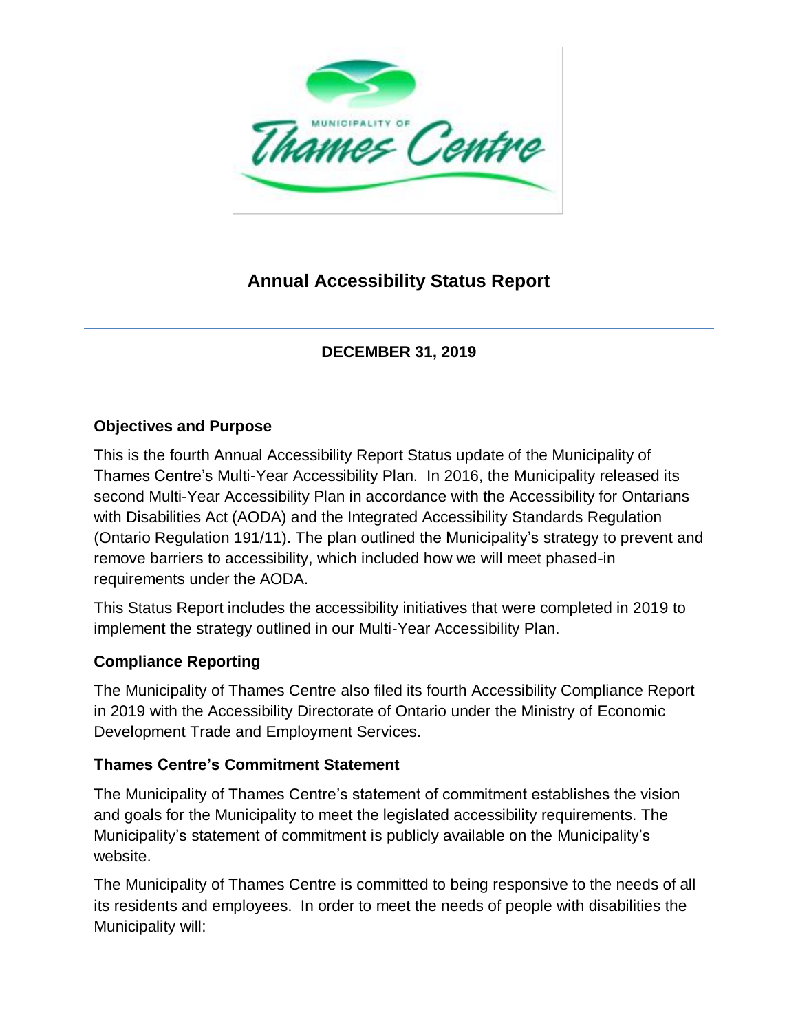# Annual Accessibility Status Report

**DECEMBER 31, 2019**

### Objectives and Purpose

This is the fourth Annual Accessibility Report Status update of the Municipality of Thames Centre's Multi-Year Accessibility Plan. In 2016, the Municipality released its second Multi-Year Accessibility Plan in accordance with the Accessibility for Ontarians with Disabilities Act (AODA) and the Integrated Accessibility Standards Regulation (Ontario Regulation 191/11). The plan outlined the Municipality's strategy to prevent and remove barriers to accessibility, which included how we will meet phased-in requirements under the AODA.

This Status Report includes the accessibility initiatives that were completed in 2019 to implement the strategy outlined in our Multi-Year Accessibility Plan.

### Compliance Reporting

The Municipality of Thames Centre also filed its fourth Accessibility Compliance Report in 2019 with the Accessibility Directorate of Ontario under the Ministry of Economic Development Trade and Employment Services.

### Thames Centre's Commitment Statement

The Municipality of Thames Centre's statement of commitment establishes the vision and goals for the Municipality to meet the legislated accessibility requirements. The Municipality's statement of commitment is publicly available on the Municipality's website.

The Municipality of Thames Centre is committed to being responsive to the needs of all its residents and employees. In order to meet the needs of people with disabilities the Municipality will: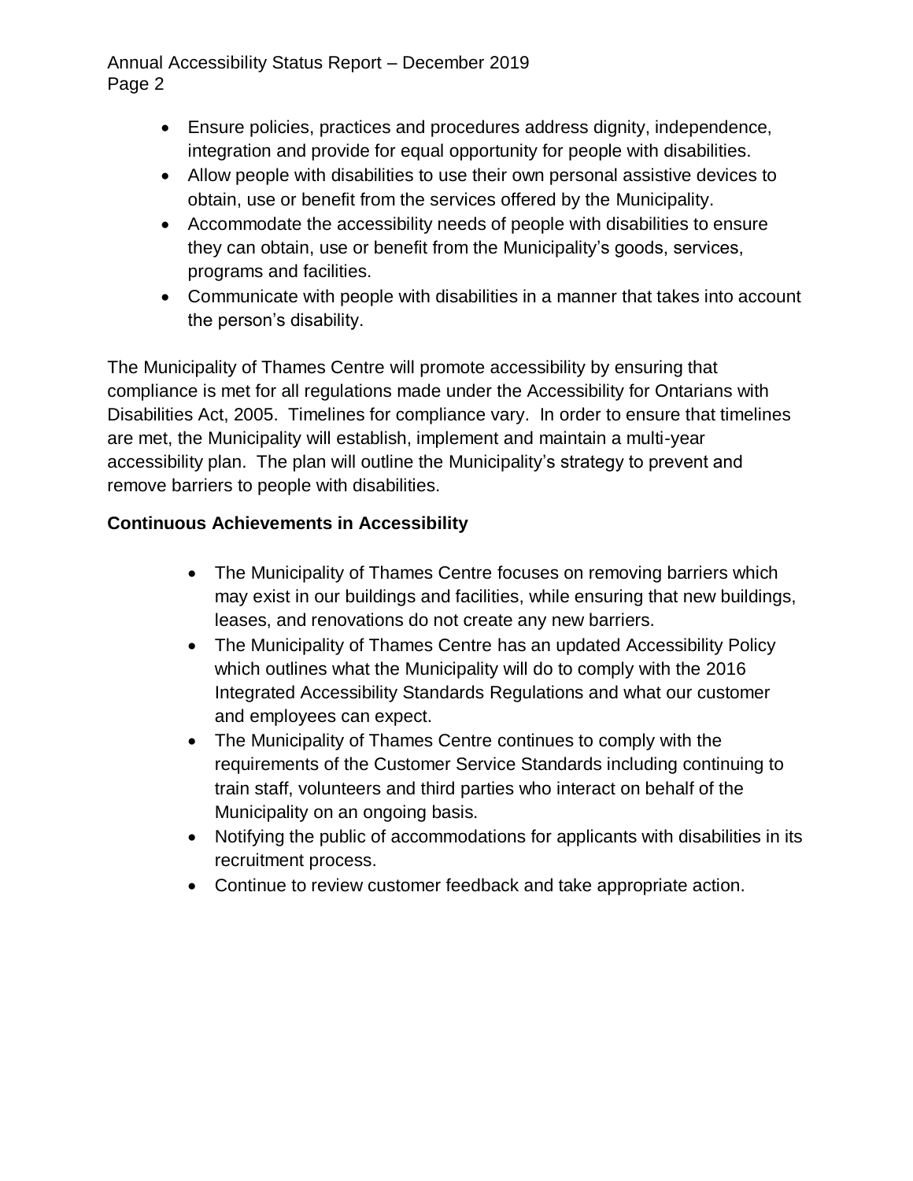- Ensure policies, practices and procedures address dignity, independence, integration and provide for equal opportunity for people with disabilities.
- Allow people with disabilities to use their own personal assistive devices to obtain, use or benefit from the services offered by the Municipality.
- Accommodate the accessibility needs of people with disabilities to ensure they can obtain, use or benefit from the Municipality's goods, services, programs and facilities.
- Communicate with people with disabilities in a manner that takes into account the person's disability.

The Municipality of Thames Centre will promote accessibility by ensuring that compliance is met for all regulations made under the Accessibility for Ontarians with Disabilities Act, 2005. Timelines for compliance vary. In order to ensure that timelines are met, the Municipality will establish, implement and maintain a multi-year accessibility plan. The plan will outline the Municipality's strategy to prevent and remove barriers to people with disabilities.

**Continuous Achievements in Accessibility**

- The Municipality of Thames Centre focuses on removing barriers which may exist in our buildings and facilities, while ensuring that new buildings, leases, and renovations do not create any new barriers.
- The Municipality of Thames Centre has an updated Accessibility Policy which outlines what the Municipality will do to comply with the 2016 Integrated Accessibility Standards Regulations and what our customer and employees can expect.
- The Municipality of Thames Centre continues to comply with the requirements of the Customer Service Standards including continuing to train staff, volunteers and third parties who interact on behalf of the Municipality on an ongoing basis.
- Notifying the public of accommodations for applicants with disabilities in its recruitment process.
- Continue to review customer feedback and take appropriate action.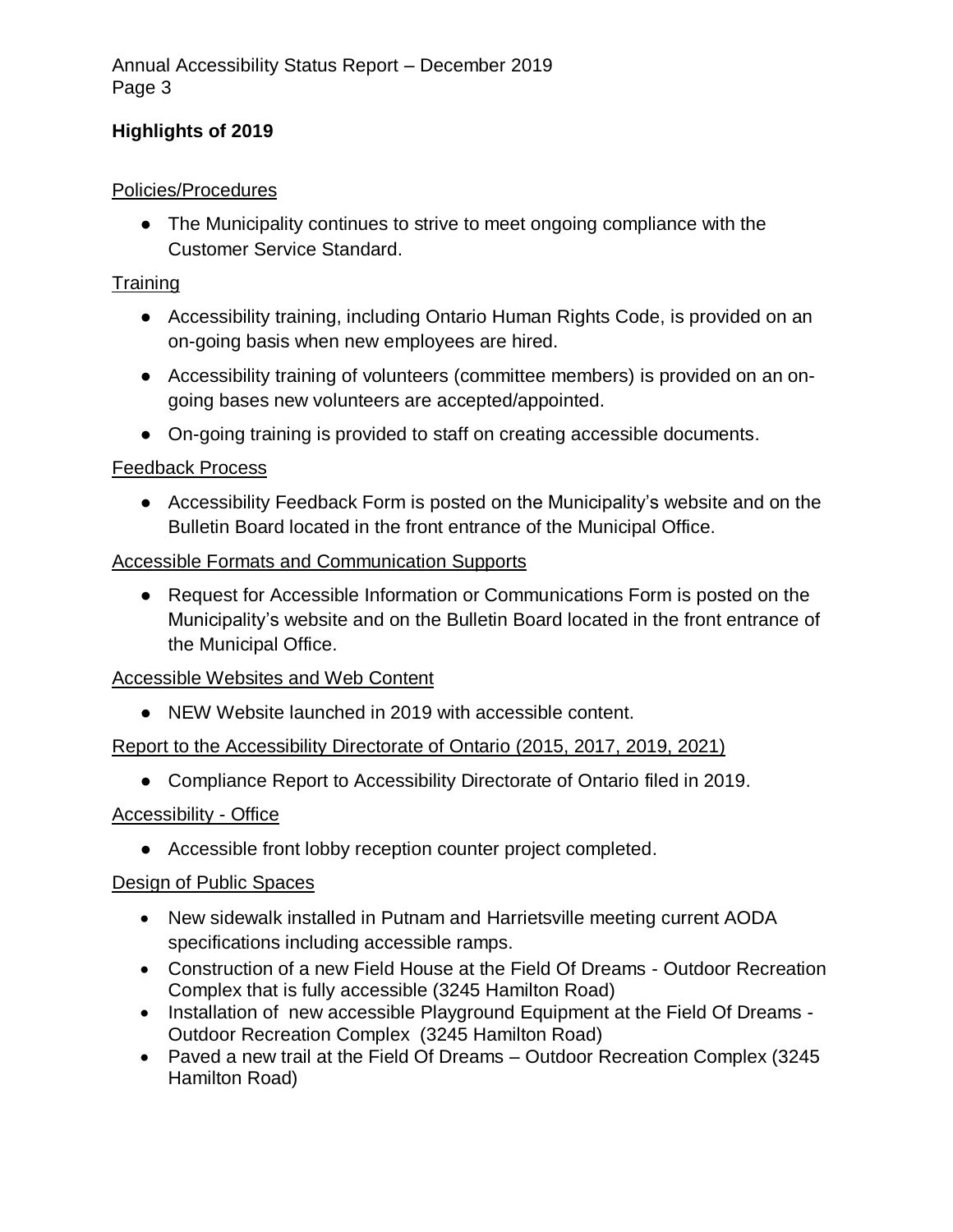## Highlights of 2019

Policies/Procedures

- The Municipality continues to strive to meet ongoing compliance with the Customer Service Standard.

Training

- Accessibility training, including Ontario Human Rights Code, is provided on an on-going basis when new employees are hired.
- Accessibility training of volunteers (committee members) is provided on an on-going bases new volunteers are accepted/appointed.
- On-going training is provided to staff on creating accessible documents.

Feedback Process

- Accessibility Feedback Form is posted on the Municipality's website and on the Bulletin Board located in the front entrance of the Municipal Office.

Accessible Formats and Communication Supports

- Request for Accessible Information or Communications Form is posted on the Municipality's website and on the Bulletin Board located in the front entrance of the Municipal Office.

Accessible Websites and Web Content

- NEW Website launched in 2019 with accessible content.

Report to the Accessibility Directorate of Ontario (2015, 2017, 2019, 2021)

- Compliance Report to Accessibility Directorate of Ontario filed in 2019.

Accessibility - Office

- Accessible front lobby reception counter project completed.

Design of Public Spaces

- New sidewalk installed in Putnam and Harrietsville meeting current AODA specifications including accessible ramps.
- Construction of a new Field House at the Field Of Dreams - Outdoor Recreation Complex that is fully accessible (3245 Hamilton Road)
- Installation of new accessible Playground Equipment at the Field Of Dreams - Outdoor Recreation Complex (3245 Hamilton Road)
- Paved a new trail at the Field Of Dreams – Outdoor Recreation Complex (3245 Hamilton Road)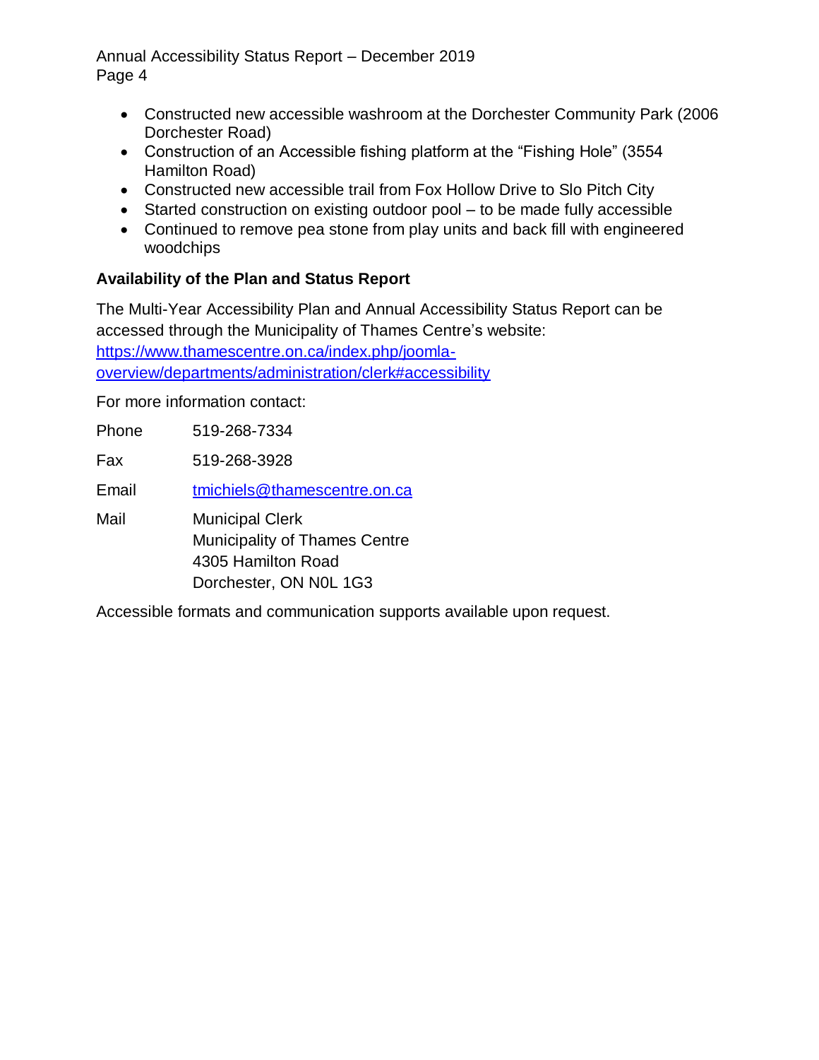- Constructed new accessible washroom at the Dorchester Community Park (2006 Dorchester Road)
- Construction of an Accessible fishing platform at the "Fishing Hole" (3554 Hamilton Road)
- Constructed new accessible trail from Fox Hollow Drive to Slo Pitch City
- Started construction on existing outdoor pool – to be made fully accessible
- Continued to remove pea stone from play units and back fill with engineered woodchips

**Availability of the Plan and Status Report**

The Multi-Year Accessibility Plan and Annual Accessibility Status Report can be accessed through the Municipality of Thames Centre's website: https://www.thamescentre.on.ca/index.php/joomla-overview/departments/administration/clerk#accessibility

For more information contact:

| | |
|---|---|
| Phone | 519-268-7334 |
| Fax | 519-268-3928 |
| Email | tmichiels@thamescentre.on.ca |
| Mail | Municipal Clerk<br>Municipality of Thames Centre<br>4305 Hamilton Road<br>Dorchester, ON N0L 1G3 |

Accessible formats and communication supports available upon request.